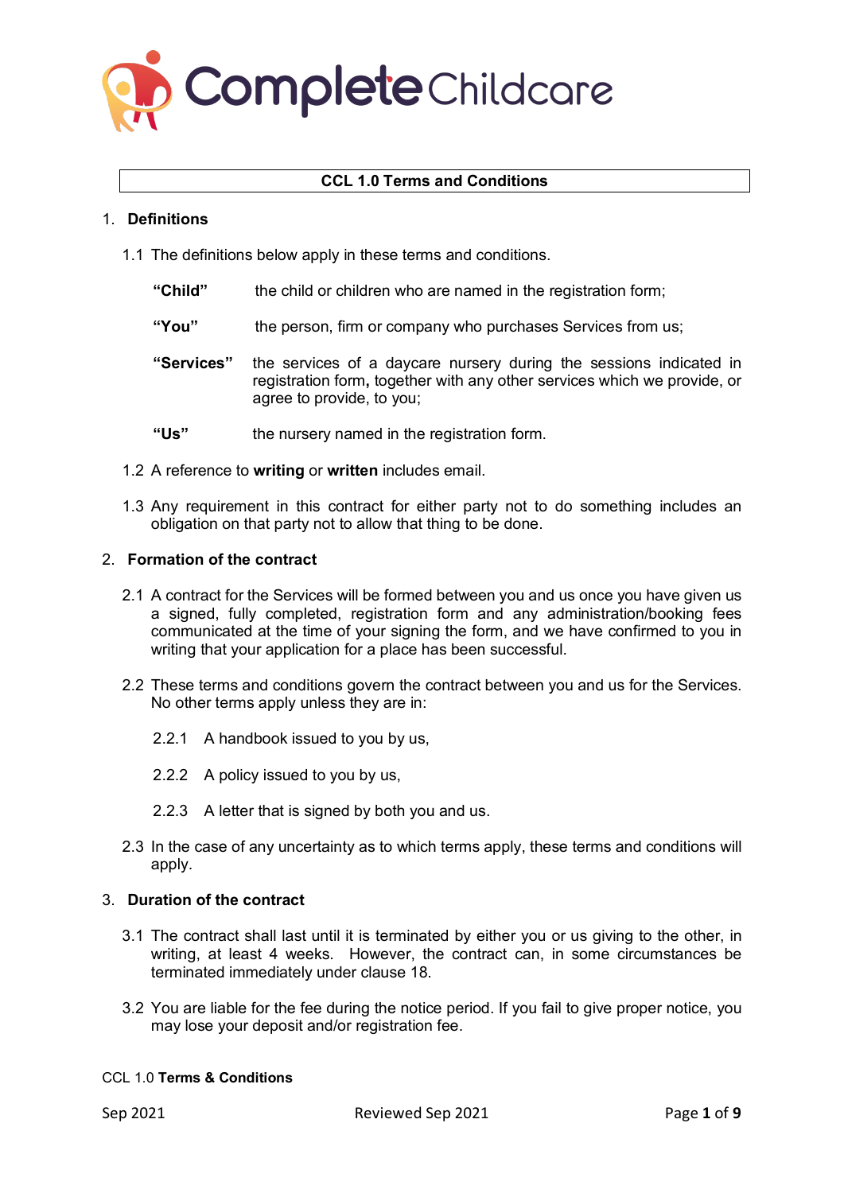Complete Childcare

# CCL 1.0 Terms and Conditions

## 1. Definitions

1.1 The definitions below apply in these terms and conditions.

**"Child"** the child or children who are named in the registration form;

**"You"** the person, firm or company who purchases Services from us;

**"Services"** the services of a daycare nursery during the sessions indicated in registration form**,** together with any other services which we provide, or agree to provide, to you;

**"Us"** the nursery named in the registration form.

1.2 A reference to **writing** or **written** includes email.

1.3 Any requirement in this contract for either party not to do something includes an obligation on that party not to allow that thing to be done.

## 2. Formation of the contract

2.1 A contract for the Services will be formed between you and us once you have given us a signed, fully completed, registration form and any administration/booking fees communicated at the time of your signing the form, and we have confirmed to you in writing that your application for a place has been successful.

2.2 These terms and conditions govern the contract between you and us for the Services. No other terms apply unless they are in:

2.2.1 A handbook issued to you by us,

2.2.2 A policy issued to you by us,

2.2.3 A letter that is signed by both you and us.

2.3 In the case of any uncertainty as to which terms apply, these terms and conditions will apply.

## 3. Duration of the contract

3.1 The contract shall last until it is terminated by either you or us giving to the other, in writing, at least 4 weeks. However, the contract can, in some circumstances be terminated immediately under clause 18.

3.2 You are liable for the fee during the notice period. If you fail to give proper notice, you may lose your deposit and/or registration fee.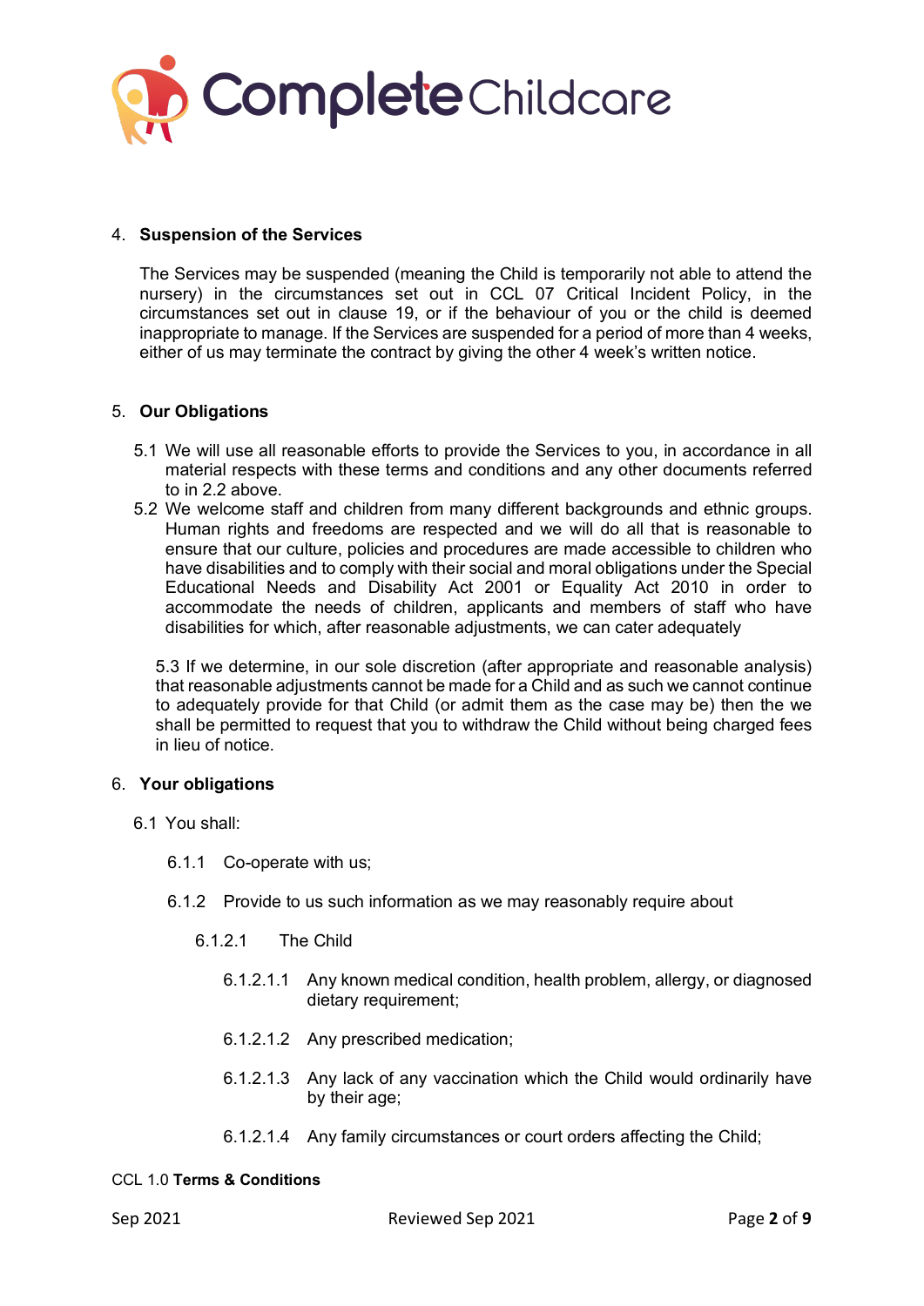## 4. Suspension of the Services

The Services may be suspended (meaning the Child is temporarily not able to attend the nursery) in the circumstances set out in CCL 07 Critical Incident Policy, in the circumstances set out in clause 19, or if the behaviour of you or the child is deemed inappropriate to manage. If the Services are suspended for a period of more than 4 weeks, either of us may terminate the contract by giving the other 4 week's written notice.

## 5. Our Obligations

5.1 We will use all reasonable efforts to provide the Services to you, in accordance in all material respects with these terms and conditions and any other documents referred to in 2.2 above.

5.2 We welcome staff and children from many different backgrounds and ethnic groups. Human rights and freedoms are respected and we will do all that is reasonable to ensure that our culture, policies and procedures are made accessible to children who have disabilities and to comply with their social and moral obligations under the Special Educational Needs and Disability Act 2001 or Equality Act 2010 in order to accommodate the needs of children, applicants and members of staff who have disabilities for which, after reasonable adjustments, we can cater adequately

5.3 If we determine, in our sole discretion (after appropriate and reasonable analysis) that reasonable adjustments cannot be made for a Child and as such we cannot continue to adequately provide for that Child (or admit them as the case may be) then the we shall be permitted to request that you to withdraw the Child without being charged fees in lieu of notice.

## 6. Your obligations

6.1 You shall:

6.1.1 Co-operate with us;

6.1.2 Provide to us such information as we may reasonably require about

6.1.2.1 The Child

6.1.2.1.1 Any known medical condition, health problem, allergy, or diagnosed dietary requirement;

6.1.2.1.2 Any prescribed medication;

6.1.2.1.3 Any lack of any vaccination which the Child would ordinarily have by their age;

6.1.2.1.4 Any family circumstances or court orders affecting the Child;

CCL 1.0 **Terms & Conditions**

Sep 2021 Reviewed Sep 2021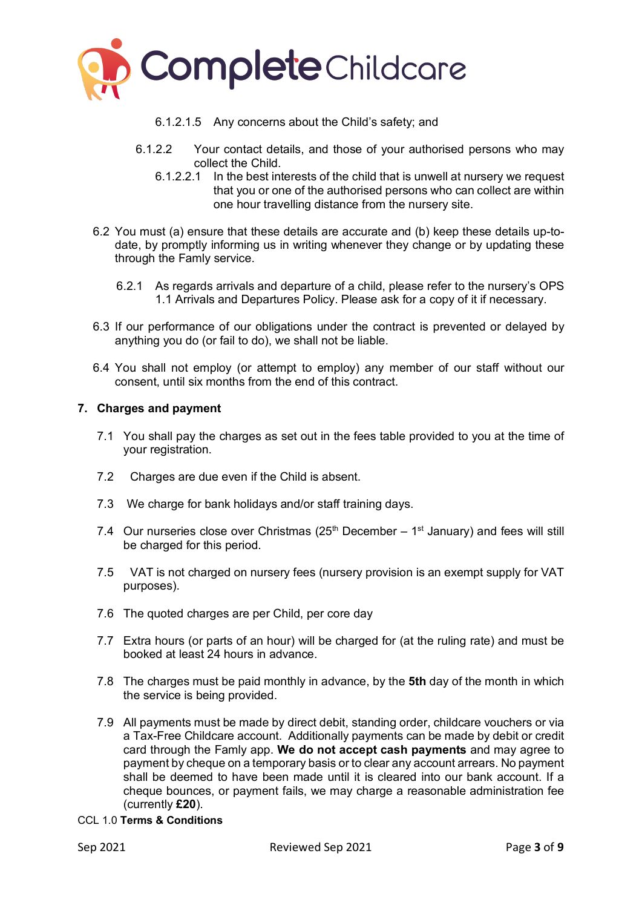6.1.2.1.5 Any concerns about the Child's safety; and

6.1.2.2 Your contact details, and those of your authorised persons who may collect the Child.

6.1.2.2.1 In the best interests of the child that is unwell at nursery we request that you or one of the authorised persons who can collect are within one hour travelling distance from the nursery site.

6.2 You must (a) ensure that these details are accurate and (b) keep these details up-to-date, by promptly informing us in writing whenever they change or by updating these through the Famly service.

6.2.1 As regards arrivals and departure of a child, please refer to the nursery's OPS 1.1 Arrivals and Departures Policy. Please ask for a copy of it if necessary.

6.3 If our performance of our obligations under the contract is prevented or delayed by anything you do (or fail to do), we shall not be liable.

6.4 You shall not employ (or attempt to employ) any member of our staff without our consent, until six months from the end of this contract.

## 7. Charges and payment

7.1 You shall pay the charges as set out in the fees table provided to you at the time of your registration.

7.2 Charges are due even if the Child is absent.

7.3 We charge for bank holidays and/or staff training days.

7.4 Our nurseries close over Christmas (25th December – 1st January) and fees will still be charged for this period.

7.5 VAT is not charged on nursery fees (nursery provision is an exempt supply for VAT purposes).

7.6 The quoted charges are per Child, per core day

7.7 Extra hours (or parts of an hour) will be charged for (at the ruling rate) and must be booked at least 24 hours in advance.

7.8 The charges must be paid monthly in advance, by the **5th** day of the month in which the service is being provided.

7.9 All payments must be made by direct debit, standing order, childcare vouchers or via a Tax-Free Childcare account. Additionally payments can be made by debit or credit card through the Famly app. **We do not accept cash payments** and may agree to payment by cheque on a temporary basis or to clear any account arrears. No payment shall be deemed to have been made until it is cleared into our bank account. If a cheque bounces, or payment fails, we may charge a reasonable administration fee (currently **£20**).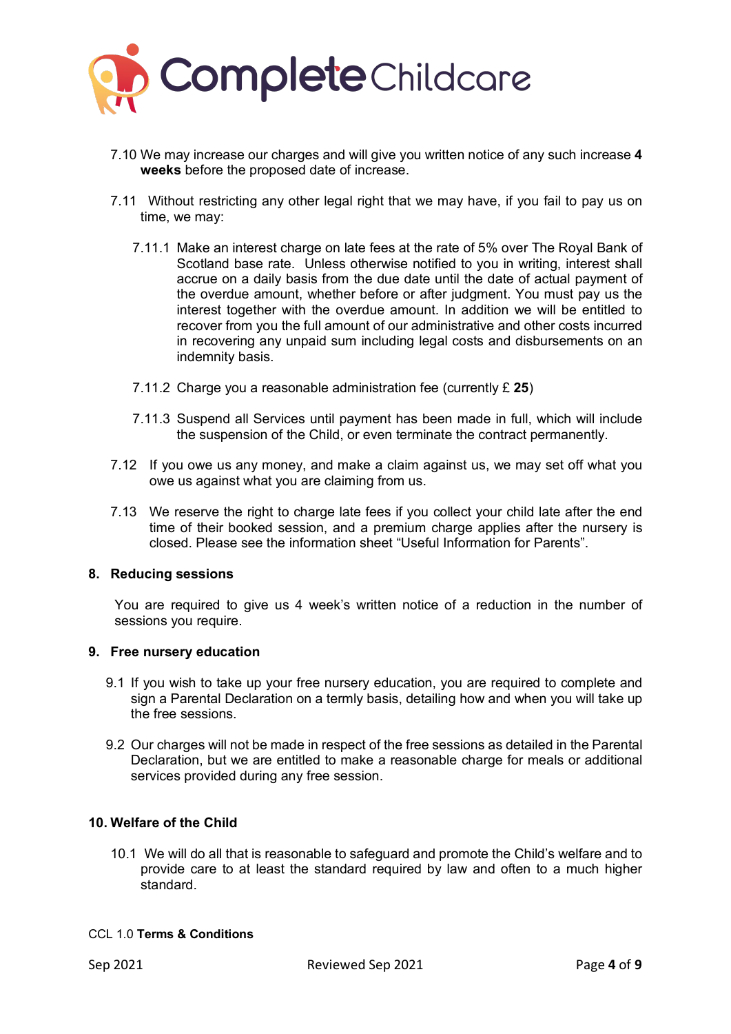7.10 We may increase our charges and will give you written notice of any such increase **4 weeks** before the proposed date of increase.

7.11 Without restricting any other legal right that we may have, if you fail to pay us on time, we may:

7.11.1 Make an interest charge on late fees at the rate of 5% over The Royal Bank of Scotland base rate. Unless otherwise notified to you in writing, interest shall accrue on a daily basis from the due date until the date of actual payment of the overdue amount, whether before or after judgment. You must pay us the interest together with the overdue amount. In addition we will be entitled to recover from you the full amount of our administrative and other costs incurred in recovering any unpaid sum including legal costs and disbursements on an indemnity basis.

7.11.2 Charge you a reasonable administration fee (currently £ **25**)

7.11.3 Suspend all Services until payment has been made in full, which will include the suspension of the Child, or even terminate the contract permanently.

7.12 If you owe us any money, and make a claim against us, we may set off what you owe us against what you are claiming from us.

7.13 We reserve the right to charge late fees if you collect your child late after the end time of their booked session, and a premium charge applies after the nursery is closed. Please see the information sheet "Useful Information for Parents".

## 8. Reducing sessions

You are required to give us 4 week's written notice of a reduction in the number of sessions you require.

## 9. Free nursery education

9.1 If you wish to take up your free nursery education, you are required to complete and sign a Parental Declaration on a termly basis, detailing how and when you will take up the free sessions.

9.2 Our charges will not be made in respect of the free sessions as detailed in the Parental Declaration, but we are entitled to make a reasonable charge for meals or additional services provided during any free session.

## 10. Welfare of the Child

10.1 We will do all that is reasonable to safeguard and promote the Child's welfare and to provide care to at least the standard required by law and often to a much higher standard.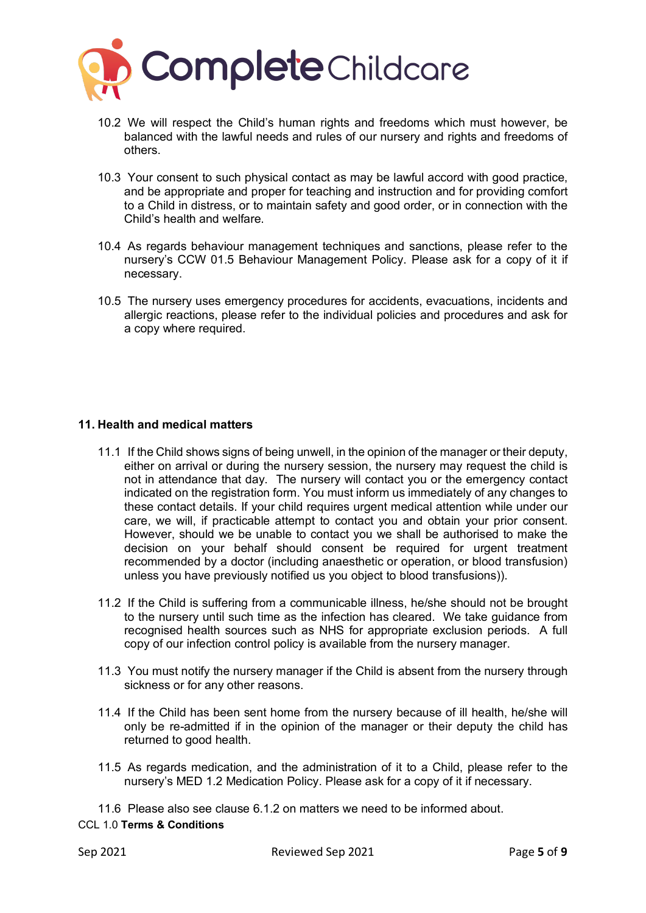10.2 We will respect the Child's human rights and freedoms which must however, be balanced with the lawful needs and rules of our nursery and rights and freedoms of others.

10.3 Your consent to such physical contact as may be lawful accord with good practice, and be appropriate and proper for teaching and instruction and for providing comfort to a Child in distress, or to maintain safety and good order, or in connection with the Child's health and welfare.

10.4 As regards behaviour management techniques and sanctions, please refer to the nursery's CCW 01.5 Behaviour Management Policy. Please ask for a copy of it if necessary.

10.5 The nursery uses emergency procedures for accidents, evacuations, incidents and allergic reactions, please refer to the individual policies and procedures and ask for a copy where required.

## 11. Health and medical matters

11.1 If the Child shows signs of being unwell, in the opinion of the manager or their deputy, either on arrival or during the nursery session, the nursery may request the child is not in attendance that day. The nursery will contact you or the emergency contact indicated on the registration form. You must inform us immediately of any changes to these contact details. If your child requires urgent medical attention while under our care, we will, if practicable attempt to contact you and obtain your prior consent. However, should we be unable to contact you we shall be authorised to make the decision on your behalf should consent be required for urgent treatment recommended by a doctor (including anaesthetic or operation, or blood transfusion) unless you have previously notified us you object to blood transfusions)).

11.2 If the Child is suffering from a communicable illness, he/she should not be brought to the nursery until such time as the infection has cleared. We take guidance from recognised health sources such as NHS for appropriate exclusion periods. A full copy of our infection control policy is available from the nursery manager.

11.3 You must notify the nursery manager if the Child is absent from the nursery through sickness or for any other reasons.

11.4 If the Child has been sent home from the nursery because of ill health, he/she will only be re-admitted if in the opinion of the manager or their deputy the child has returned to good health.

11.5 As regards medication, and the administration of it to a Child, please refer to the nursery's MED 1.2 Medication Policy. Please ask for a copy of it if necessary.

11.6 Please also see clause 6.1.2 on matters we need to be informed about.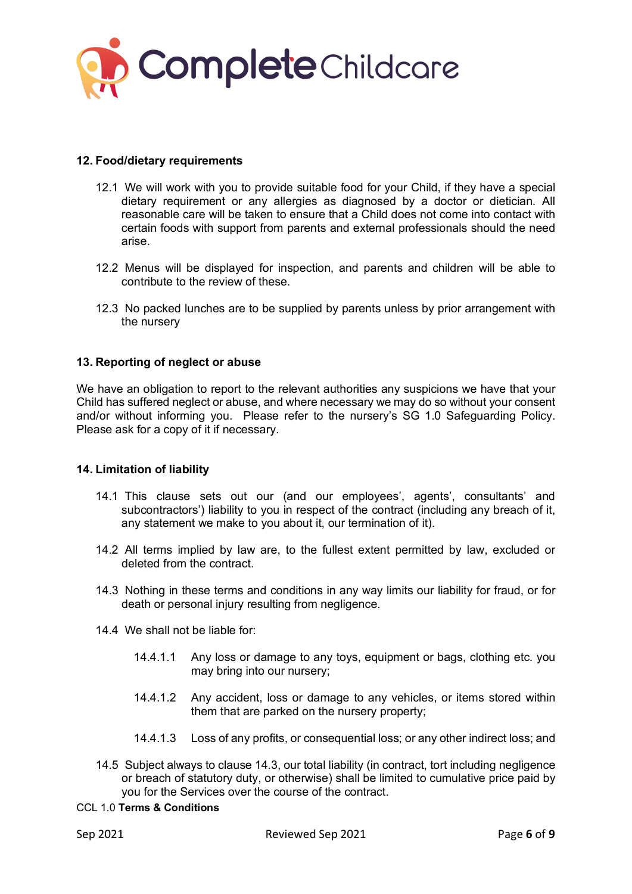## 12. Food/dietary requirements

12.1 We will work with you to provide suitable food for your Child, if they have a special dietary requirement or any allergies as diagnosed by a doctor or dietician. All reasonable care will be taken to ensure that a Child does not come into contact with certain foods with support from parents and external professionals should the need arise.

12.2 Menus will be displayed for inspection, and parents and children will be able to contribute to the review of these.

12.3 No packed lunches are to be supplied by parents unless by prior arrangement with the nursery

## 13. Reporting of neglect or abuse

We have an obligation to report to the relevant authorities any suspicions we have that your Child has suffered neglect or abuse, and where necessary we may do so without your consent and/or without informing you. Please refer to the nursery's SG 1.0 Safeguarding Policy. Please ask for a copy of it if necessary.

## 14. Limitation of liability

14.1 This clause sets out our (and our employees', agents', consultants' and subcontractors') liability to you in respect of the contract (including any breach of it, any statement we make to you about it, our termination of it).

14.2 All terms implied by law are, to the fullest extent permitted by law, excluded or deleted from the contract.

14.3 Nothing in these terms and conditions in any way limits our liability for fraud, or for death or personal injury resulting from negligence.

14.4 We shall not be liable for:

14.4.1.1 Any loss or damage to any toys, equipment or bags, clothing etc. you may bring into our nursery;

14.4.1.2 Any accident, loss or damage to any vehicles, or items stored within them that are parked on the nursery property;

14.4.1.3 Loss of any profits, or consequential loss; or any other indirect loss; and

14.5 Subject always to clause 14.3, our total liability (in contract, tort including negligence or breach of statutory duty, or otherwise) shall be limited to cumulative price paid by you for the Services over the course of the contract.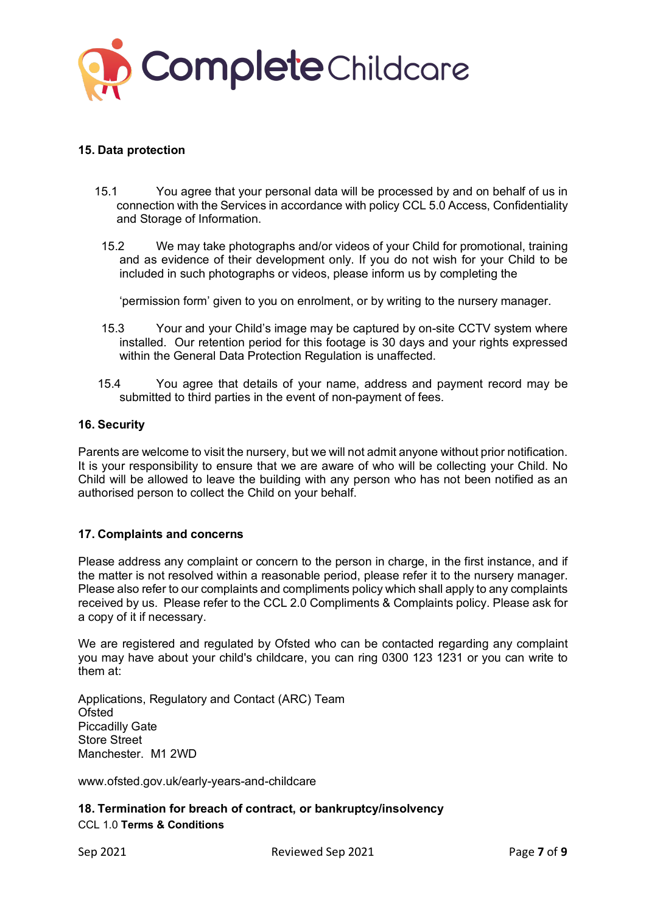## 15. Data protection

15.1 You agree that your personal data will be processed by and on behalf of us in connection with the Services in accordance with policy CCL 5.0 Access, Confidentiality and Storage of Information.

15.2 We may take photographs and/or videos of your Child for promotional, training and as evidence of their development only. If you do not wish for your Child to be included in such photographs or videos, please inform us by completing the

'permission form' given to you on enrolment, or by writing to the nursery manager.

15.3 Your and your Child's image may be captured by on-site CCTV system where installed. Our retention period for this footage is 30 days and your rights expressed within the General Data Protection Regulation is unaffected.

15.4 You agree that details of your name, address and payment record may be submitted to third parties in the event of non-payment of fees.

## 16. Security

Parents are welcome to visit the nursery, but we will not admit anyone without prior notification. It is your responsibility to ensure that we are aware of who will be collecting your Child. No Child will be allowed to leave the building with any person who has not been notified as an authorised person to collect the Child on your behalf.

## 17. Complaints and concerns

Please address any complaint or concern to the person in charge, in the first instance, and if the matter is not resolved within a reasonable period, please refer it to the nursery manager. Please also refer to our complaints and compliments policy which shall apply to any complaints received by us. Please refer to the CCL 2.0 Compliments & Complaints policy. Please ask for a copy of it if necessary.

We are registered and regulated by Ofsted who can be contacted regarding any complaint you may have about your child's childcare, you can ring 0300 123 1231 or you can write to them at:

Applications, Regulatory and Contact (ARC) Team
Ofsted
Piccadilly Gate
Store Street
Manchester. M1 2WD

www.ofsted.gov.uk/early-years-and-childcare

## 18. Termination for breach of contract, or bankruptcy/insolvency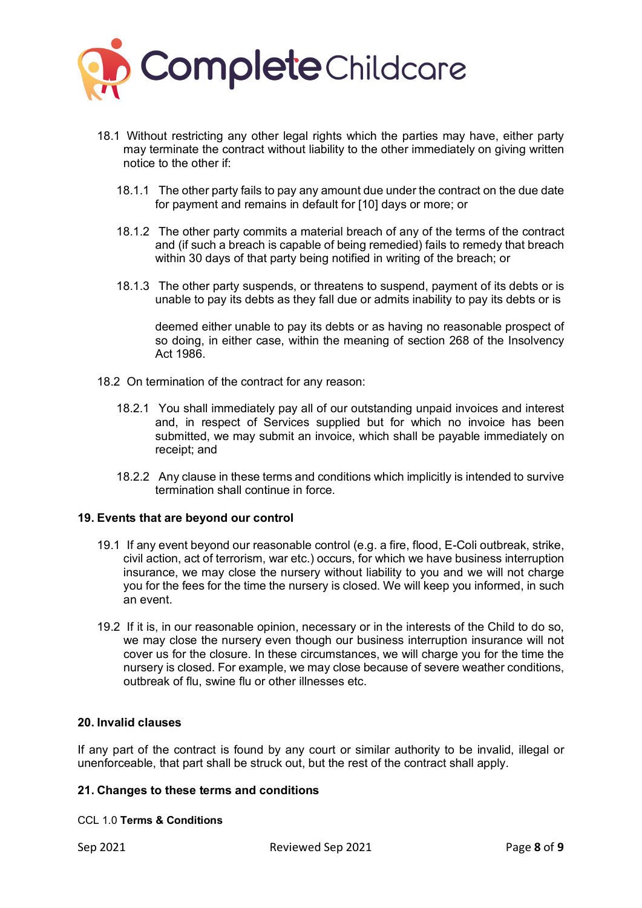18.1 Without restricting any other legal rights which the parties may have, either party may terminate the contract without liability to the other immediately on giving written notice to the other if:

18.1.1 The other party fails to pay any amount due under the contract on the due date for payment and remains in default for [10] days or more; or

18.1.2 The other party commits a material breach of any of the terms of the contract and (if such a breach is capable of being remedied) fails to remedy that breach within 30 days of that party being notified in writing of the breach; or

18.1.3 The other party suspends, or threatens to suspend, payment of its debts or is unable to pay its debts as they fall due or admits inability to pay its debts or is deemed either unable to pay its debts or as having no reasonable prospect of so doing, in either case, within the meaning of section 268 of the Insolvency Act 1986.

18.2 On termination of the contract for any reason:

18.2.1 You shall immediately pay all of our outstanding unpaid invoices and interest and, in respect of Services supplied but for which no invoice has been submitted, we may submit an invoice, which shall be payable immediately on receipt; and

18.2.2 Any clause in these terms and conditions which implicitly is intended to survive termination shall continue in force.

**19. Events that are beyond our control**

19.1 If any event beyond our reasonable control (e.g. a fire, flood, E-Coli outbreak, strike, civil action, act of terrorism, war etc.) occurs, for which we have business interruption insurance, we may close the nursery without liability to you and we will not charge you for the fees for the time the nursery is closed. We will keep you informed, in such an event.

19.2 If it is, in our reasonable opinion, necessary or in the interests of the Child to do so, we may close the nursery even though our business interruption insurance will not cover us for the closure. In these circumstances, we will charge you for the time the nursery is closed. For example, we may close because of severe weather conditions, outbreak of flu, swine flu or other illnesses etc.

**20. Invalid clauses**

If any part of the contract is found by any court or similar authority to be invalid, illegal or unenforceable, that part shall be struck out, but the rest of the contract shall apply.

**21. Changes to these terms and conditions**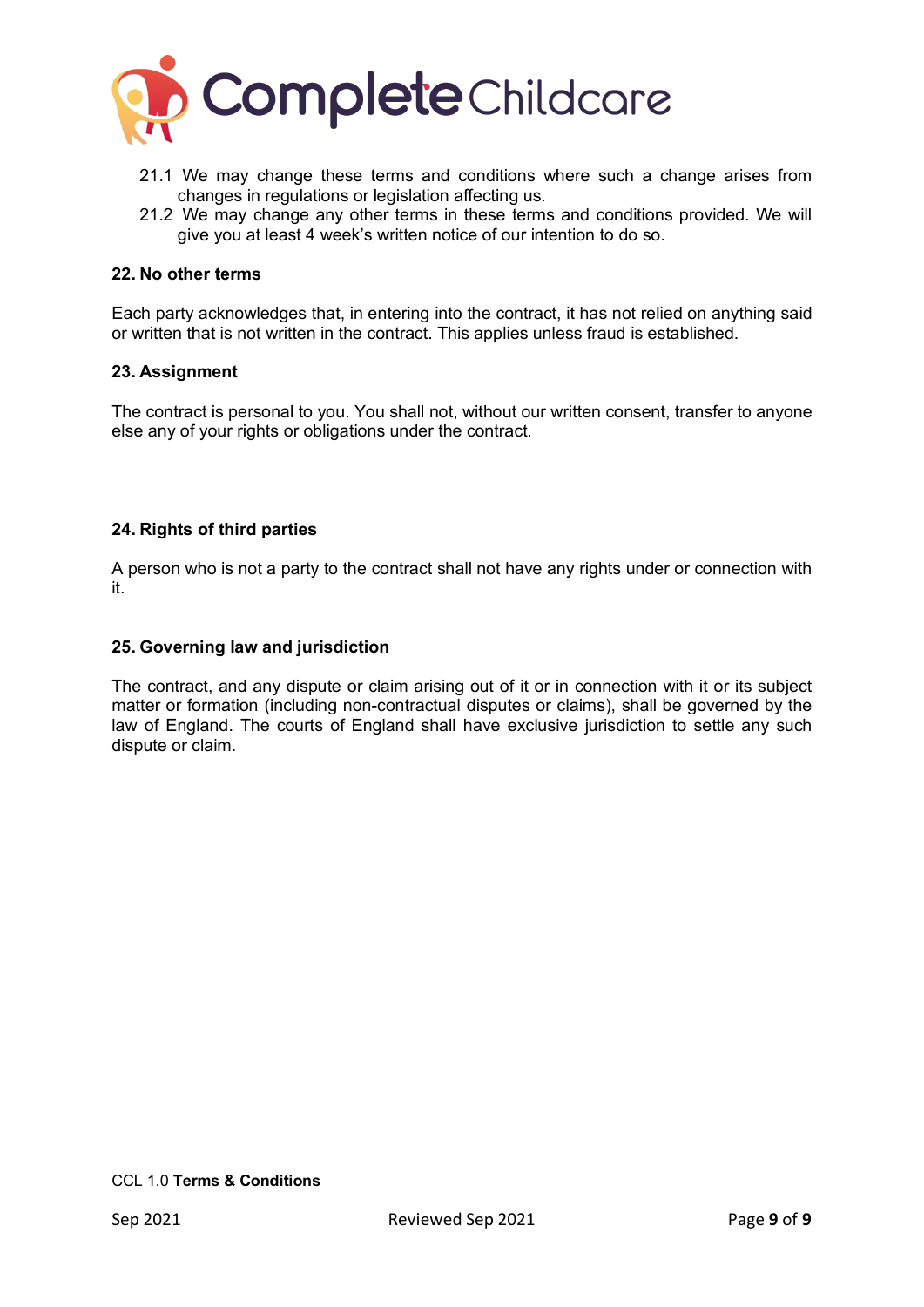21.1 We may change these terms and conditions where such a change arises from changes in regulations or legislation affecting us.

21.2 We may change any other terms in these terms and conditions provided. We will give you at least 4 week's written notice of our intention to do so.

**22. No other terms**

Each party acknowledges that, in entering into the contract, it has not relied on anything said or written that is not written in the contract. This applies unless fraud is established.

**23. Assignment**

The contract is personal to you. You shall not, without our written consent, transfer to anyone else any of your rights or obligations under the contract.

**24. Rights of third parties**

A person who is not a party to the contract shall not have any rights under or connection with it.

**25. Governing law and jurisdiction**

The contract, and any dispute or claim arising out of it or in connection with it or its subject matter or formation (including non-contractual disputes or claims), shall be governed by the law of England. The courts of England shall have exclusive jurisdiction to settle any such dispute or claim.